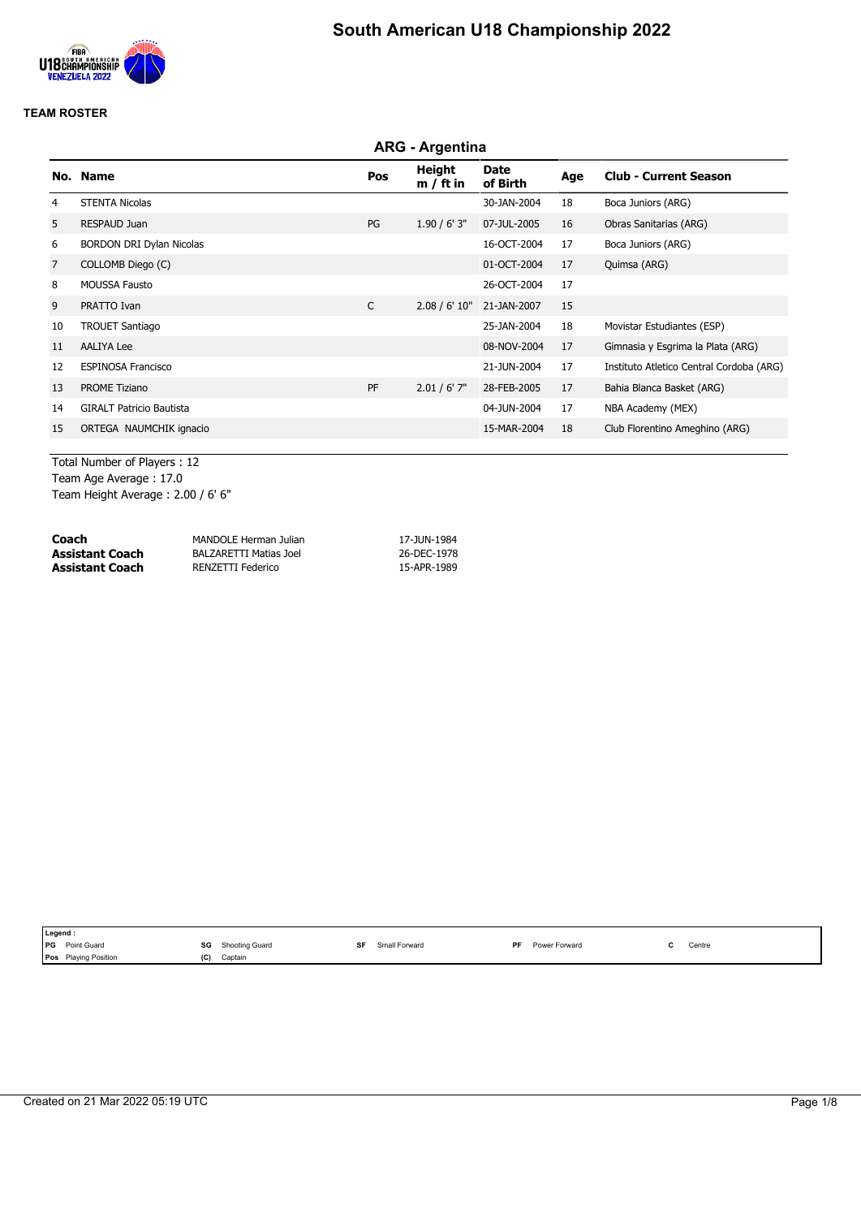# South American U18 Championship 2022

**TEAM ROSTER**

## ARG - Argentina

| No. | Name | Pos | Height m / ft in | Date of Birth | Age | Club - Current Season |
|---|---|---|---|---|---|---|
| 4 | STENTA Nicolas | | | 30-JAN-2004 | 18 | Boca Juniors (ARG) |
| 5 | RESPAUD Juan | PG | 1.90 / 6' 3" | 07-JUL-2005 | 16 | Obras Sanitarias (ARG) |
| 6 | BORDON DRI Dylan Nicolas | | | 16-OCT-2004 | 17 | Boca Juniors (ARG) |
| 7 | COLLOMB Diego (C) | | | 01-OCT-2004 | 17 | Quimsa (ARG) |
| 8 | MOUSSA Fausto | | | 26-OCT-2004 | 17 | |
| 9 | PRATTO Ivan | C | 2.08 / 6' 10" | 21-JAN-2007 | 15 | |
| 10 | TROUET Santiago | | | 25-JAN-2004 | 18 | Movistar Estudiantes (ESP) |
| 11 | AALIYA Lee | | | 08-NOV-2004 | 17 | Gimnasia y Esgrima la Plata (ARG) |
| 12 | ESPINOSA Francisco | | | 21-JUN-2004 | 17 | Instituto Atletico Central Cordoba (ARG) |
| 13 | PROME Tiziano | PF | 2.01 / 6' 7" | 28-FEB-2005 | 17 | Bahia Blanca Basket (ARG) |
| 14 | GIRALT Patricio Bautista | | | 04-JUN-2004 | 17 | NBA Academy (MEX) |
| 15 | ORTEGA NAUMCHIK ignacio | | | 15-MAR-2004 | 18 | Club Florentino Ameghino (ARG) |

Total Number of Players : 12
Team Age Average : 17.0
Team Height Average : 2.00 / 6' 6"

| | | |
|---|---|---|
| **Coach** | MANDOLE Herman Julian | 17-JUN-1984 |
| **Assistant Coach** | BALZARETTI Matias Joel | 26-DEC-1978 |
| **Assistant Coach** | RENZETTI Federico | 15-APR-1989 |

**Legend :**

| | | | | | | | | | |
|---|---|---|---|---|---|---|---|---|---|
| PG | Point Guard | SG | Shooting Guard | SF | Small Forward | PF | Power Forward | C | Centre |
| Pos | Playing Position | (C) | Captain | | | | | | |

Created on 21 Mar 2022 05:19 UTC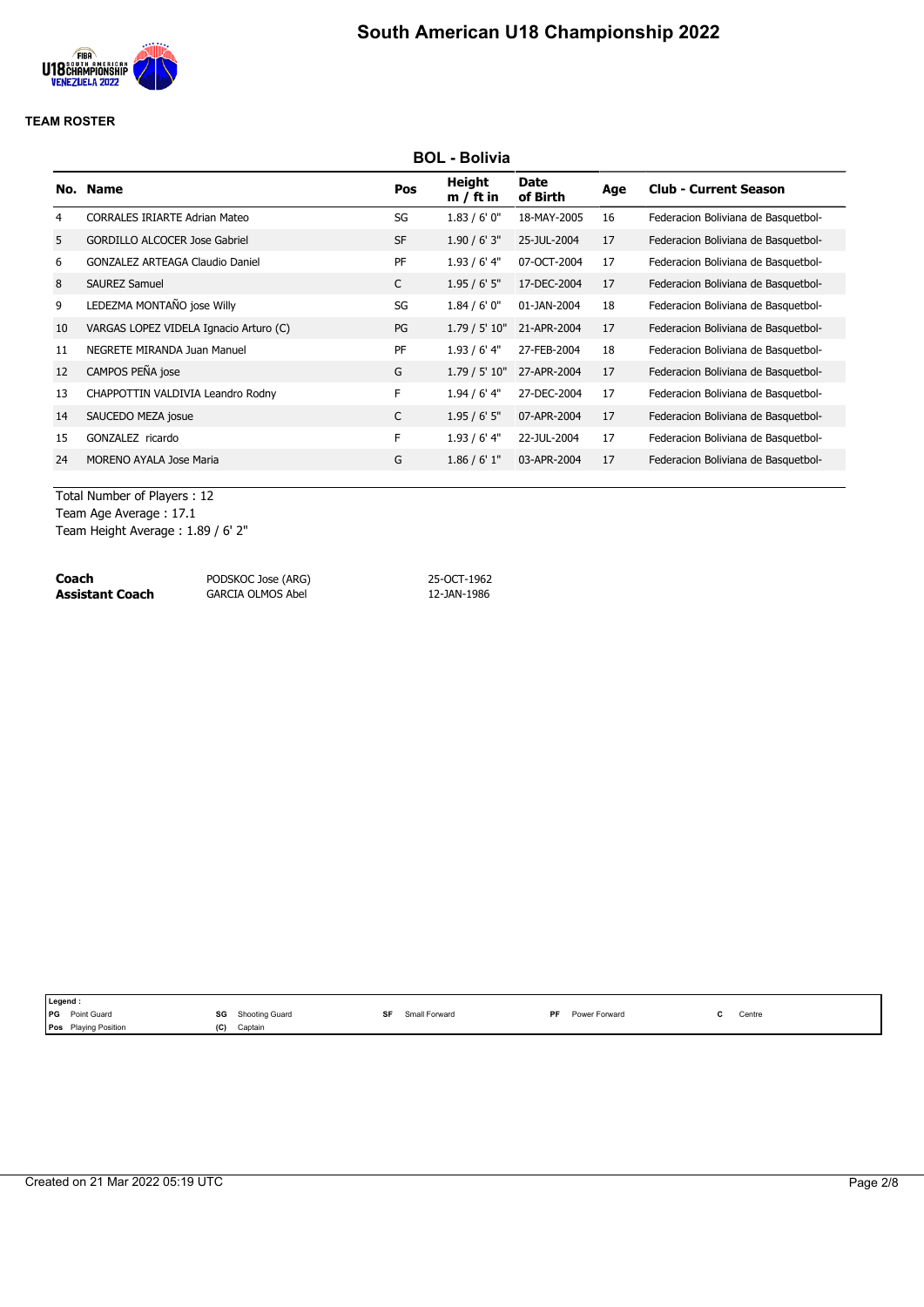# South American U18 Championship 2022

**TEAM ROSTER**

## BOL - Bolivia

| No. | Name | Pos | Height m / ft in | Date of Birth | Age | Club - Current Season |
|---|---|---|---|---|---|---|
| 4 | CORRALES IRIARTE Adrian Mateo | SG | 1.83 / 6' 0" | 18-MAY-2005 | 16 | Federacion Boliviana de Basquetbol- |
| 5 | GORDILLO ALCOCER Jose Gabriel | SF | 1.90 / 6' 3" | 25-JUL-2004 | 17 | Federacion Boliviana de Basquetbol- |
| 6 | GONZALEZ ARTEAGA Claudio Daniel | PF | 1.93 / 6' 4" | 07-OCT-2004 | 17 | Federacion Boliviana de Basquetbol- |
| 8 | SAUREZ Samuel | C | 1.95 / 6' 5" | 17-DEC-2004 | 17 | Federacion Boliviana de Basquetbol- |
| 9 | LEDEZMA MONTAÑO jose Willy | SG | 1.84 / 6' 0" | 01-JAN-2004 | 18 | Federacion Boliviana de Basquetbol- |
| 10 | VARGAS LOPEZ VIDELA Ignacio Arturo (C) | PG | 1.79 / 5' 10" | 21-APR-2004 | 17 | Federacion Boliviana de Basquetbol- |
| 11 | NEGRETE MIRANDA Juan Manuel | PF | 1.93 / 6' 4" | 27-FEB-2004 | 18 | Federacion Boliviana de Basquetbol- |
| 12 | CAMPOS PEÑA jose | G | 1.79 / 5' 10" | 27-APR-2004 | 17 | Federacion Boliviana de Basquetbol- |
| 13 | CHAPPOTTIN VALDIVIA Leandro Rodny | F | 1.94 / 6' 4" | 27-DEC-2004 | 17 | Federacion Boliviana de Basquetbol- |
| 14 | SAUCEDO MEZA josue | C | 1.95 / 6' 5" | 07-APR-2004 | 17 | Federacion Boliviana de Basquetbol- |
| 15 | GONZALEZ ricardo | F | 1.93 / 6' 4" | 22-JUL-2004 | 17 | Federacion Boliviana de Basquetbol- |
| 24 | MORENO AYALA Jose Maria | G | 1.86 / 6' 1" | 03-APR-2004 | 17 | Federacion Boliviana de Basquetbol- |

Total Number of Players : 12
Team Age Average : 17.1
Team Height Average : 1.89 / 6' 2"

| | | |
|---|---|---|
| **Coach** | PODSKOC Jose (ARG) | 25-OCT-1962 |
| **Assistant Coach** | GARCIA OLMOS Abel | 12-JAN-1986 |

**Legend :**

| | | | | | | | | | |
|---|---|---|---|---|---|---|---|---|---|
| PG | Point Guard | SG | Shooting Guard | SF | Small Forward | PF | Power Forward | C | Centre |
| Pos | Playing Position | (C) | Captain | | | | | | |

Created on 21 Mar 2022 05:19 UTC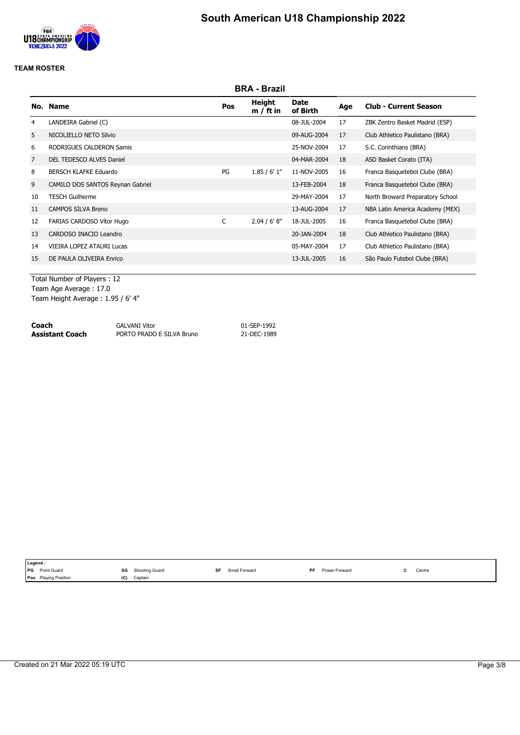# South American U18 Championship 2022

**TEAM ROSTER**

## BRA - Brazil

| No. | Name | Pos | Height m / ft in | Date of Birth | Age | Club - Current Season |
|---|---|---|---|---|---|---|
| 4 | LANDEIRA Gabriel (C) | | | 08-JUL-2004 | 17 | ZBK Zentro Basket Madrid (ESP) |
| 5 | NICOLIELLO NETO Silvio | | | 09-AUG-2004 | 17 | Club Athletico Paulistano (BRA) |
| 6 | RODRIGUES CALDERON Samis | | | 25-NOV-2004 | 17 | S.C. Corinthians (BRA) |
| 7 | DEL TEDESCO ALVES Daniel | | | 04-MAR-2004 | 18 | ASD Basket Corato (ITA) |
| 8 | BERSCH KLAFKE Eduardo | PG | 1.85 / 6' 1" | 11-NOV-2005 | 16 | Franca Basquetebol Clube (BRA) |
| 9 | CAMILO DOS SANTOS Reynan Gabriel | | | 13-FEB-2004 | 18 | Franca Basquetebol Clube (BRA) |
| 10 | TESCH Guilherme | | | 29-MAY-2004 | 17 | North Broward Preparatory School |
| 11 | CAMPOS SILVA Breno | | | 13-AUG-2004 | 17 | NBA Latin America Academy (MEX) |
| 12 | FARIAS CARDOSO Vítor Hugo | C | 2.04 / 6' 8" | 18-JUL-2005 | 16 | Franca Basquetebol Clube (BRA) |
| 13 | CARDOSO INACIO Leandro | | | 20-JAN-2004 | 18 | Club Athletico Paulistano (BRA) |
| 14 | VIEIRA LOPEZ ATAURI Lucas | | | 05-MAY-2004 | 17 | Club Athletico Paulistano (BRA) |
| 15 | DE PAULA OLIVEIRA Enrico | | | 13-JUL-2005 | 16 | São Paulo Futebol Clube (BRA) |

Total Number of Players : 12
Team Age Average : 17.0
Team Height Average : 1.95 / 6' 4"

| | | |
|---|---|---|
| **Coach** | GALVANI Vitor | 01-SEP-1992 |
| **Assistant Coach** | PORTO PRADO E SILVA Bruno | 21-DEC-1989 |

**Legend :**

| | | | | | | | | | |
|---|---|---|---|---|---|---|---|---|---|
| PG | Point Guard | SG | Shooting Guard | SF | Small Forward | PF | Power Forward | C | Centre |
| Pos | Playing Position | (C) | Captain | | | | | | |

Created on 21 Mar 2022 05:19 UTC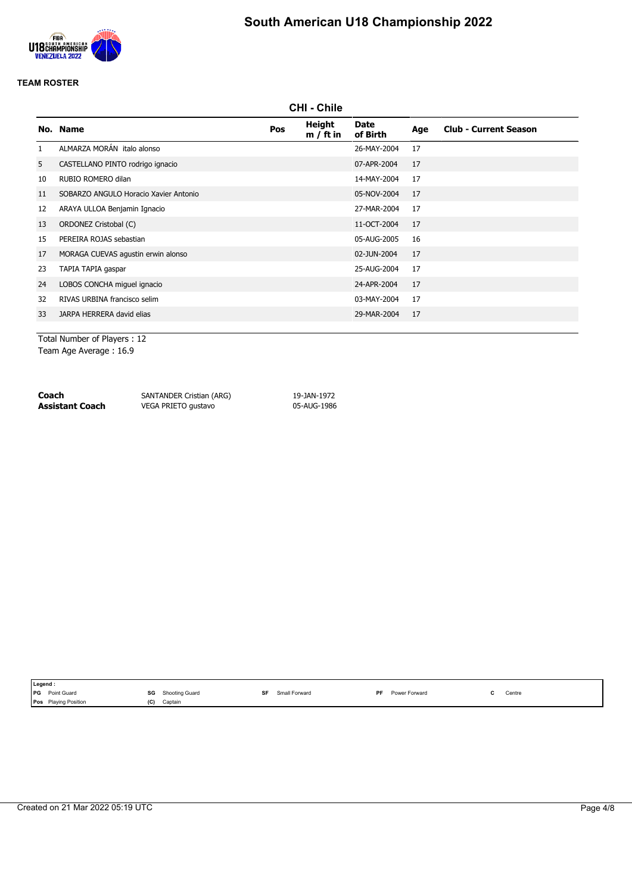# South American U18 Championship 2022

**TEAM ROSTER**

## CHI - Chile

| No. | Name | Pos | Height m / ft in | Date of Birth | Age | Club - Current Season |
|---|---|---|---|---|---|---|
| 1 | ALMARZA MORÁN italo alonso | | | 26-MAY-2004 | 17 | |
| 5 | CASTELLANO PINTO rodrigo ignacio | | | 07-APR-2004 | 17 | |
| 10 | RUBIO ROMERO dilan | | | 14-MAY-2004 | 17 | |
| 11 | SOBARZO ANGULO Horacio Xavier Antonio | | | 05-NOV-2004 | 17 | |
| 12 | ARAYA ULLOA Benjamin Ignacio | | | 27-MAR-2004 | 17 | |
| 13 | ORDONEZ Cristobal (C) | | | 11-OCT-2004 | 17 | |
| 15 | PEREIRA ROJAS sebastian | | | 05-AUG-2005 | 16 | |
| 17 | MORAGA CUEVAS agustin erwin alonso | | | 02-JUN-2004 | 17 | |
| 23 | TAPIA TAPIA gaspar | | | 25-AUG-2004 | 17 | |
| 24 | LOBOS CONCHA miguel ignacio | | | 24-APR-2004 | 17 | |
| 32 | RIVAS URBINA francisco selim | | | 03-MAY-2004 | 17 | |
| 33 | JARPA HERRERA david elias | | | 29-MAR-2004 | 17 | |

Total Number of Players : 12
Team Age Average : 16.9

| | | |
|---|---|---|
| **Coach** | SANTANDER Cristian (ARG) | 19-JAN-1972 |
| **Assistant Coach** | VEGA PRIETO gustavo | 05-AUG-1986 |

**Legend :**
PG Point Guard | SG Shooting Guard | SF Small Forward | PF Power Forward | C Centre
Pos Playing Position | (C) Captain

Created on 21 Mar 2022 05:19 UTC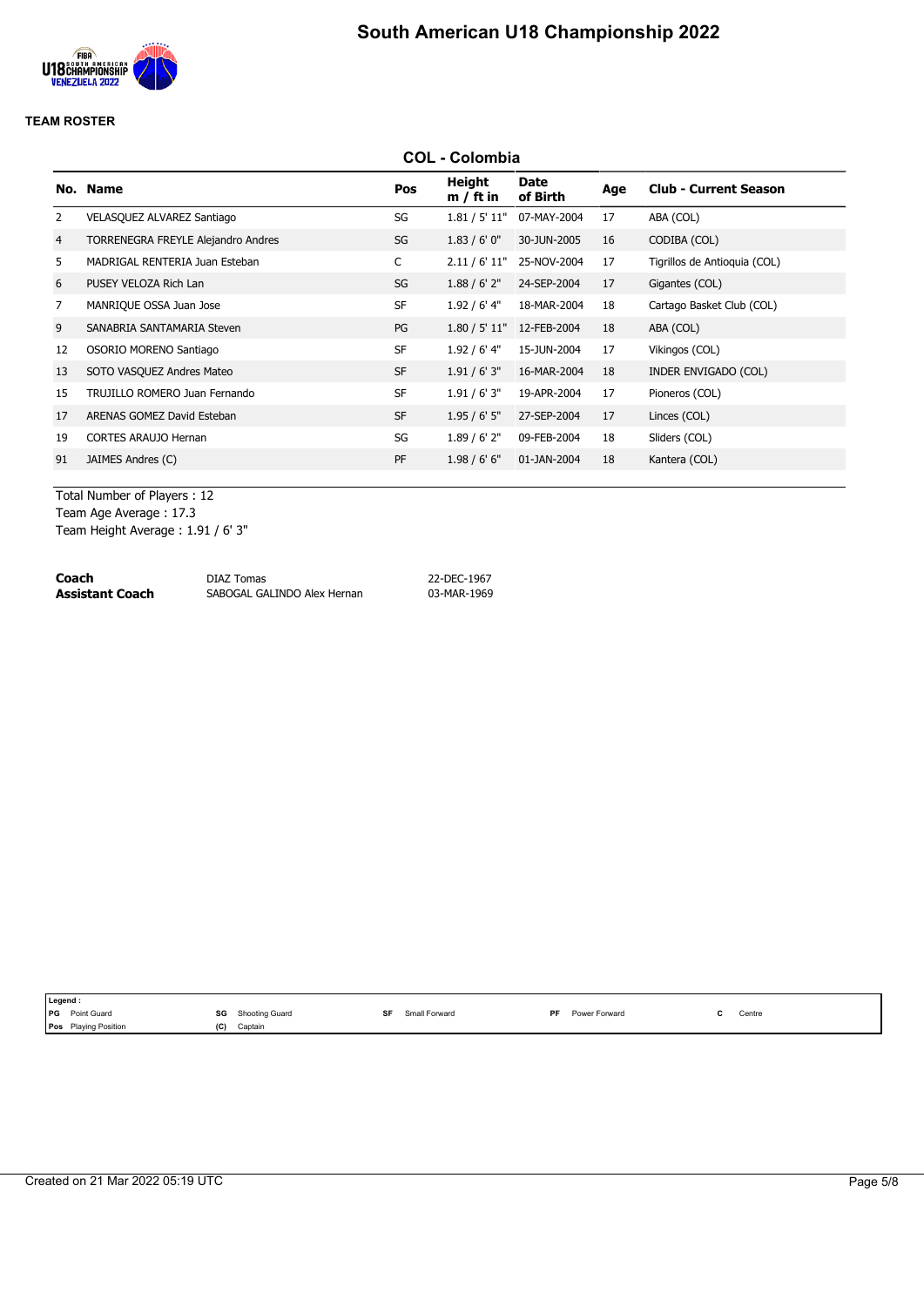# South American U18 Championship 2022

**TEAM ROSTER**

## COL - Colombia

| No. | Name | Pos | Height m / ft in | Date of Birth | Age | Club - Current Season |
|---|---|---|---|---|---|---|
| 2 | VELASQUEZ ALVAREZ Santiago | SG | 1.81 / 5' 11" | 07-MAY-2004 | 17 | ABA (COL) |
| 4 | TORRENEGRA FREYLE Alejandro Andres | SG | 1.83 / 6' 0" | 30-JUN-2005 | 16 | CODIBA (COL) |
| 5 | MADRIGAL RENTERIA Juan Esteban | C | 2.11 / 6' 11" | 25-NOV-2004 | 17 | Tigrillos de Antioquia (COL) |
| 6 | PUSEY VELOZA Rich Lan | SG | 1.88 / 6' 2" | 24-SEP-2004 | 17 | Gigantes (COL) |
| 7 | MANRIQUE OSSA Juan Jose | SF | 1.92 / 6' 4" | 18-MAR-2004 | 18 | Cartago Basket Club (COL) |
| 9 | SANABRIA SANTAMARIA Steven | PG | 1.80 / 5' 11" | 12-FEB-2004 | 18 | ABA (COL) |
| 12 | OSORIO MORENO Santiago | SF | 1.92 / 6' 4" | 15-JUN-2004 | 17 | Vikingos (COL) |
| 13 | SOTO VASQUEZ Andres Mateo | SF | 1.91 / 6' 3" | 16-MAR-2004 | 18 | INDER ENVIGADO (COL) |
| 15 | TRUJILLO ROMERO Juan Fernando | SF | 1.91 / 6' 3" | 19-APR-2004 | 17 | Pioneros (COL) |
| 17 | ARENAS GOMEZ David Esteban | SF | 1.95 / 6' 5" | 27-SEP-2004 | 17 | Linces (COL) |
| 19 | CORTES ARAUJO Hernan | SG | 1.89 / 6' 2" | 09-FEB-2004 | 18 | Sliders (COL) |
| 91 | JAIMES Andres (C) | PF | 1.98 / 6' 6" | 01-JAN-2004 | 18 | Kantera (COL) |

Total Number of Players : 12
Team Age Average : 17.3
Team Height Average : 1.91 / 6' 3"

| | | |
|---|---|---|
| **Coach** | DIAZ Tomas | 22-DEC-1967 |
| **Assistant Coach** | SABOGAL GALINDO Alex Hernan | 03-MAR-1969 |

**Legend :**

| | | | | | | | | | |
|---|---|---|---|---|---|---|---|---|---|
| PG | Point Guard | SG | Shooting Guard | SF | Small Forward | PF | Power Forward | C | Centre |
| Pos | Playing Position | (C) | Captain | | | | | | |

Created on 21 Mar 2022 05:19 UTC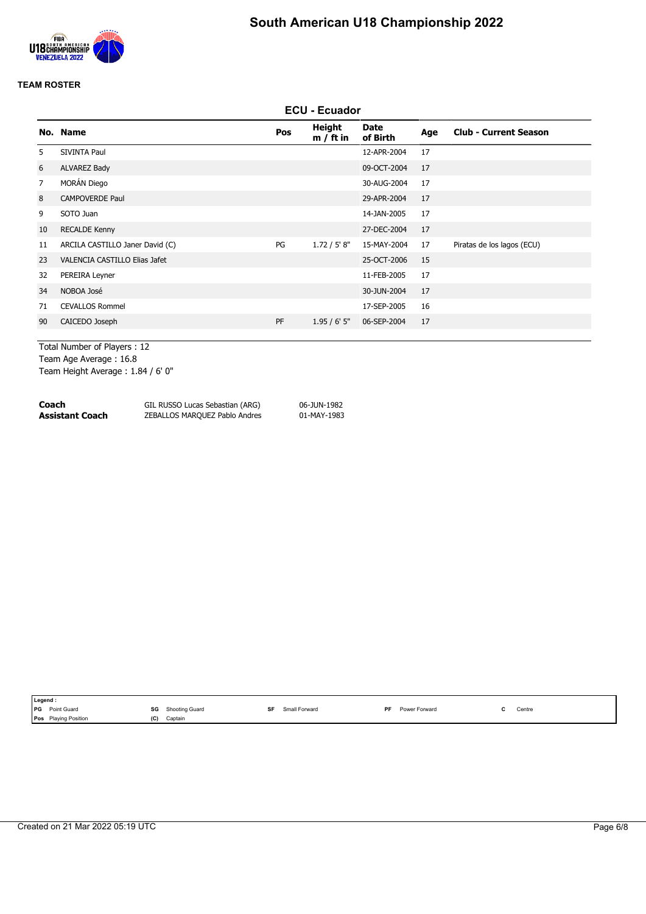# South American U18 Championship 2022

**TEAM ROSTER**

## ECU - Ecuador

| No. | Name | Pos | Height m / ft in | Date of Birth | Age | Club - Current Season |
|---|---|---|---|---|---|---|
| 5 | SIVINTA Paul | | | 12-APR-2004 | 17 | |
| 6 | ALVAREZ Bady | | | 09-OCT-2004 | 17 | |
| 7 | MORÁN Diego | | | 30-AUG-2004 | 17 | |
| 8 | CAMPOVERDE Paul | | | 29-APR-2004 | 17 | |
| 9 | SOTO Juan | | | 14-JAN-2005 | 17 | |
| 10 | RECALDE Kenny | | | 27-DEC-2004 | 17 | |
| 11 | ARCILA CASTILLO Janer David (C) | PG | 1.72 / 5' 8" | 15-MAY-2004 | 17 | Piratas de los lagos (ECU) |
| 23 | VALENCIA CASTILLO Elias Jafet | | | 25-OCT-2006 | 15 | |
| 32 | PEREIRA Leyner | | | 11-FEB-2005 | 17 | |
| 34 | NOBOA José | | | 30-JUN-2004 | 17 | |
| 71 | CEVALLOS Rommel | | | 17-SEP-2005 | 16 | |
| 90 | CAICEDO Joseph | PF | 1.95 / 6' 5" | 06-SEP-2004 | 17 | |

Total Number of Players : 12
Team Age Average : 16.8
Team Height Average : 1.84 / 6' 0"

| | | |
|---|---|---|
| **Coach** | GIL RUSSO Lucas Sebastian (ARG) | 06-JUN-1982 |
| **Assistant Coach** | ZEBALLOS MARQUEZ Pablo Andres | 01-MAY-1983 |

**Legend :**

| | | | | | | | | | |
|---|---|---|---|---|---|---|---|---|---|
| PG | Point Guard | SG | Shooting Guard | SF | Small Forward | PF | Power Forward | C | Centre |
| Pos | Playing Position | (C) | Captain | | | | | | |

Created on 21 Mar 2022 05:19 UTC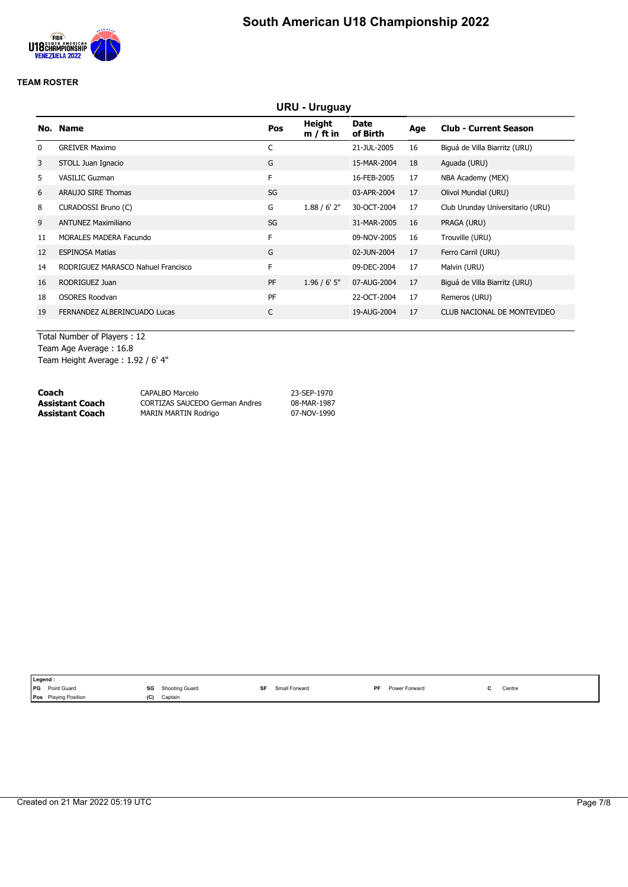# South American U18 Championship 2022

**TEAM ROSTER**

## URU - Uruguay

| No. | Name | Pos | Height m / ft in | Date of Birth | Age | Club - Current Season |
|---|---|---|---|---|---|---|
| 0 | GREIVER Maximo | C | | 21-JUL-2005 | 16 | Biguá de Villa Biarritz (URU) |
| 3 | STOLL Juan Ignacio | G | | 15-MAR-2004 | 18 | Aguada (URU) |
| 5 | VASILIC Guzman | F | | 16-FEB-2005 | 17 | NBA Academy (MEX) |
| 6 | ARAUJO SIRE Thomas | SG | | 03-APR-2004 | 17 | Olivol Mundial (URU) |
| 8 | CURADOSSI Bruno (C) | G | 1.88 / 6' 2" | 30-OCT-2004 | 17 | Club Urunday Universitario (URU) |
| 9 | ANTUNEZ Maximiliano | SG | | 31-MAR-2005 | 16 | PRAGA (URU) |
| 11 | MORALES MADERA Facundo | F | | 09-NOV-2005 | 16 | Trouville (URU) |
| 12 | ESPINOSA Matias | G | | 02-JUN-2004 | 17 | Ferro Carril (URU) |
| 14 | RODRIGUEZ MARASCO Nahuel Francisco | F | | 09-DEC-2004 | 17 | Malvin (URU) |
| 16 | RODRIGUEZ Juan | PF | 1.96 / 6' 5" | 07-AUG-2004 | 17 | Biguá de Villa Biarritz (URU) |
| 18 | OSORES Roodvan | PF | | 22-OCT-2004 | 17 | Remeros (URU) |
| 19 | FERNANDEZ ALBERINCUADO Lucas | C | | 19-AUG-2004 | 17 | CLUB NACIONAL DE MONTEVIDEO |

Total Number of Players : 12
Team Age Average : 16.8
Team Height Average : 1.92 / 6' 4"

| | | |
|---|---|---|
| **Coach** | CAPALBO Marcelo | 23-SEP-1970 |
| **Assistant Coach** | CORTIZAS SAUCEDO German Andres | 08-MAR-1987 |
| **Assistant Coach** | MARIN MARTIN Rodrigo | 07-NOV-1990 |

**Legend :**

| | | | | | | | | | |
|---|---|---|---|---|---|---|---|---|---|
| PG | Point Guard | SG | Shooting Guard | SF | Small Forward | PF | Power Forward | C | Centre |
| Pos | Playing Position | (C) | Captain | | | | | | |

Created on 21 Mar 2022 05:19 UTC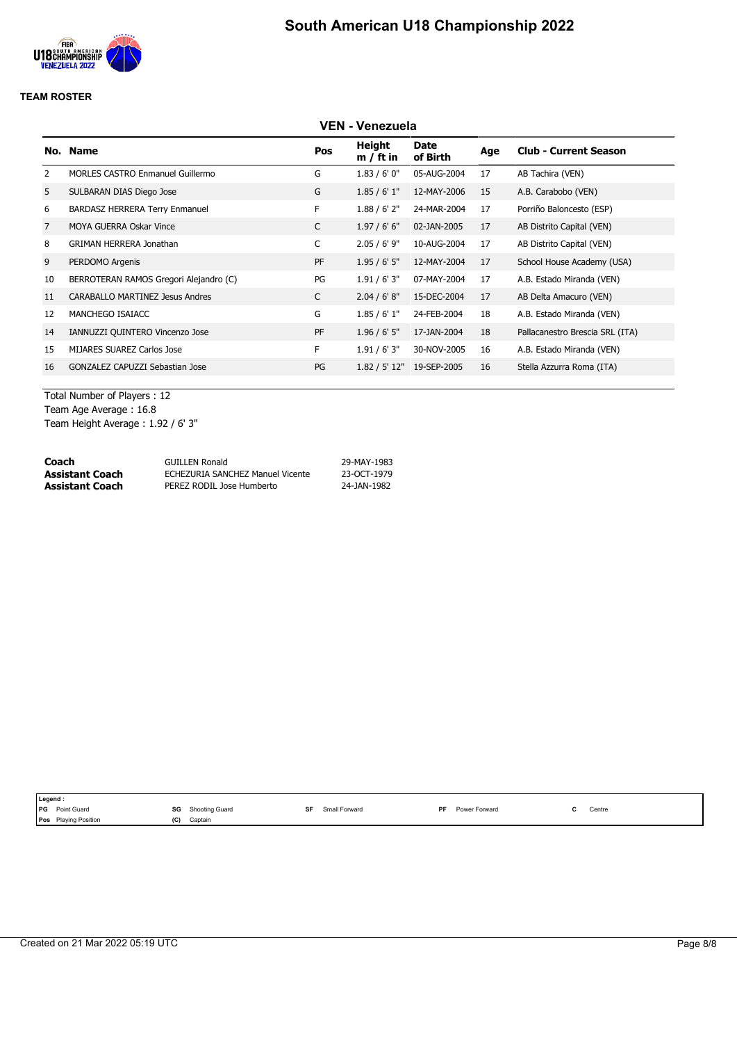# South American U18 Championship 2022

**TEAM ROSTER**

## VEN - Venezuela

| No. | Name | Pos | Height m / ft in | Date of Birth | Age | Club - Current Season |
|---|---|---|---|---|---|---|
| 2 | MORLES CASTRO Enmanuel Guillermo | G | 1.83 / 6' 0" | 05-AUG-2004 | 17 | AB Tachira (VEN) |
| 5 | SULBARAN DIAS Diego Jose | G | 1.85 / 6' 1" | 12-MAY-2006 | 15 | A.B. Carabobo (VEN) |
| 6 | BARDASZ HERRERA Terry Enmanuel | F | 1.88 / 6' 2" | 24-MAR-2004 | 17 | Porriño Baloncesto (ESP) |
| 7 | MOYA GUERRA Oskar Vince | C | 1.97 / 6' 6" | 02-JAN-2005 | 17 | AB Distrito Capital (VEN) |
| 8 | GRIMAN HERRERA Jonathan | C | 2.05 / 6' 9" | 10-AUG-2004 | 17 | AB Distrito Capital (VEN) |
| 9 | PERDOMO Argenis | PF | 1.95 / 6' 5" | 12-MAY-2004 | 17 | School House Academy (USA) |
| 10 | BERROTERAN RAMOS Gregori Alejandro (C) | PG | 1.91 / 6' 3" | 07-MAY-2004 | 17 | A.B. Estado Miranda (VEN) |
| 11 | CARABALLO MARTINEZ Jesus Andres | C | 2.04 / 6' 8" | 15-DEC-2004 | 17 | AB Delta Amacuro (VEN) |
| 12 | MANCHEGO ISAIACC | G | 1.85 / 6' 1" | 24-FEB-2004 | 18 | A.B. Estado Miranda (VEN) |
| 14 | IANNUZZI QUINTERO Vincenzo Jose | PF | 1.96 / 6' 5" | 17-JAN-2004 | 18 | Pallacanestro Brescia SRL (ITA) |
| 15 | MIJARES SUAREZ Carlos Jose | F | 1.91 / 6' 3" | 30-NOV-2005 | 16 | A.B. Estado Miranda (VEN) |
| 16 | GONZALEZ CAPUZZI Sebastian Jose | PG | 1.82 / 5' 12" | 19-SEP-2005 | 16 | Stella Azzurra Roma (ITA) |

Total Number of Players : 12
Team Age Average : 16.8
Team Height Average : 1.92 / 6' 3"

| | | |
|---|---|---|
| **Coach** | GUILLEN Ronald | 29-MAY-1983 |
| **Assistant Coach** | ECHEZURIA SANCHEZ Manuel Vicente | 23-OCT-1979 |
| **Assistant Coach** | PEREZ RODIL Jose Humberto | 24-JAN-1982 |

**Legend :**
PG Point Guard | SG Shooting Guard | SF Small Forward | PF Power Forward | C Centre
Pos Playing Position | (C) Captain

Created on 21 Mar 2022 05:19 UTC